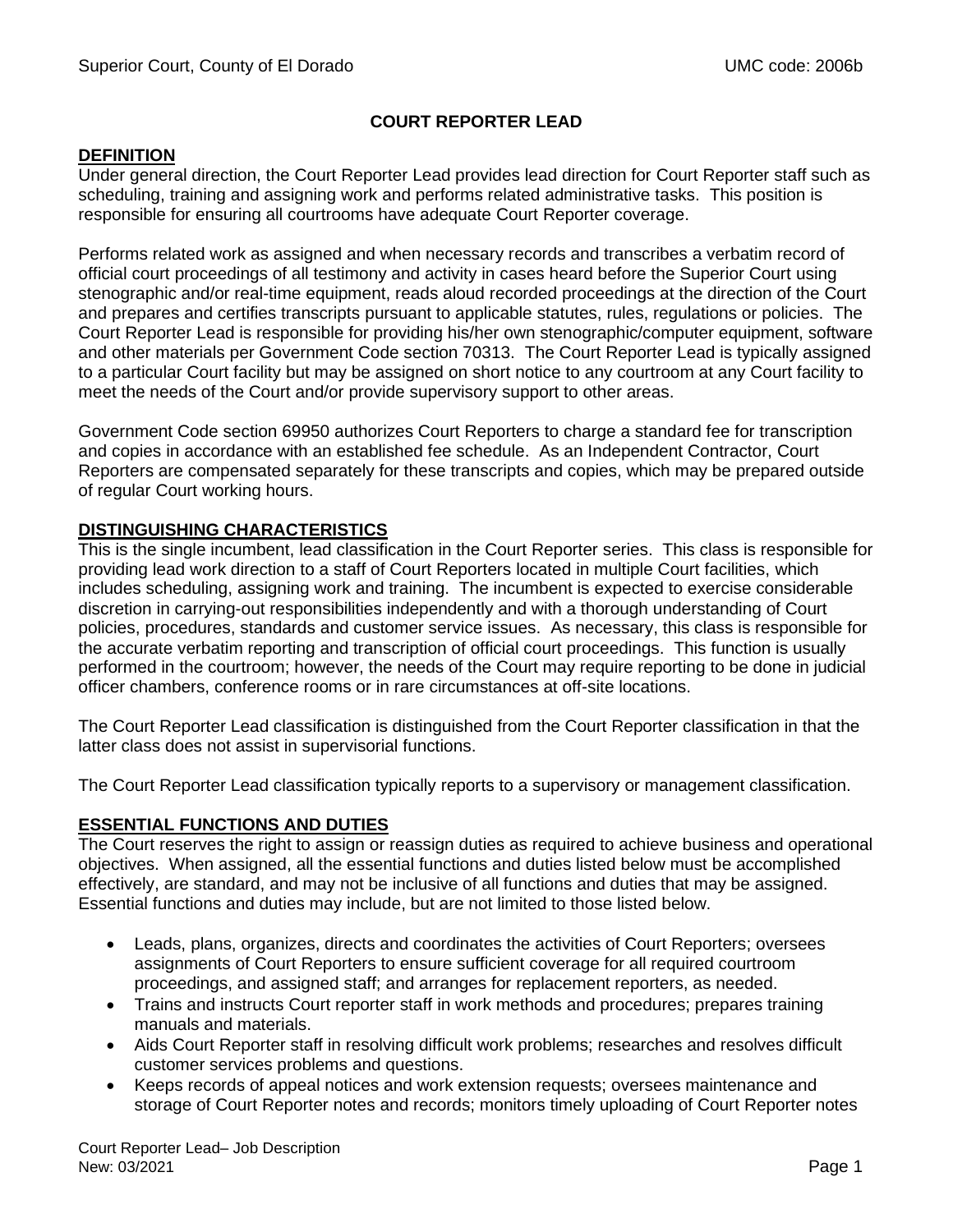# COURT REPORTER LEAD

## DEFINITION

Under general direction, the Court Reporter Lead provides lead direction for Court Reporter staff such as scheduling, training and assigning work and performs related administrative tasks. This position is responsible for ensuring all courtrooms have adequate Court Reporter coverage.

Performs related work as assigned and when necessary records and transcribes a verbatim record of official court proceedings of all testimony and activity in cases heard before the Superior Court using stenographic and/or real-time equipment, reads aloud recorded proceedings at the direction of the Court and prepares and certifies transcripts pursuant to applicable statutes, rules, regulations or policies. The Court Reporter Lead is responsible for providing his/her own stenographic/computer equipment, software and other materials per Government Code section 70313. The Court Reporter Lead is typically assigned to a particular Court facility but may be assigned on short notice to any courtroom at any Court facility to meet the needs of the Court and/or provide supervisory support to other areas.

Government Code section 69950 authorizes Court Reporters to charge a standard fee for transcription and copies in accordance with an established fee schedule. As an Independent Contractor, Court Reporters are compensated separately for these transcripts and copies, which may be prepared outside of regular Court working hours.

## DISTINGUISHING CHARACTERISTICS

This is the single incumbent, lead classification in the Court Reporter series. This class is responsible for providing lead work direction to a staff of Court Reporters located in multiple Court facilities, which includes scheduling, assigning work and training. The incumbent is expected to exercise considerable discretion in carrying-out responsibilities independently and with a thorough understanding of Court policies, procedures, standards and customer service issues. As necessary, this class is responsible for the accurate verbatim reporting and transcription of official court proceedings. This function is usually performed in the courtroom; however, the needs of the Court may require reporting to be done in judicial officer chambers, conference rooms or in rare circumstances at off-site locations.

The Court Reporter Lead classification is distinguished from the Court Reporter classification in that the latter class does not assist in supervisorial functions.

The Court Reporter Lead classification typically reports to a supervisory or management classification.

## ESSENTIAL FUNCTIONS AND DUTIES

The Court reserves the right to assign or reassign duties as required to achieve business and operational objectives. When assigned, all the essential functions and duties listed below must be accomplished effectively, are standard, and may not be inclusive of all functions and duties that may be assigned. Essential functions and duties may include, but are not limited to those listed below.

- Leads, plans, organizes, directs and coordinates the activities of Court Reporters; oversees assignments of Court Reporters to ensure sufficient coverage for all required courtroom proceedings, and assigned staff; and arranges for replacement reporters, as needed.
- Trains and instructs Court reporter staff in work methods and procedures; prepares training manuals and materials.
- Aids Court Reporter staff in resolving difficult work problems; researches and resolves difficult customer services problems and questions.
- Keeps records of appeal notices and work extension requests; oversees maintenance and storage of Court Reporter notes and records; monitors timely uploading of Court Reporter notes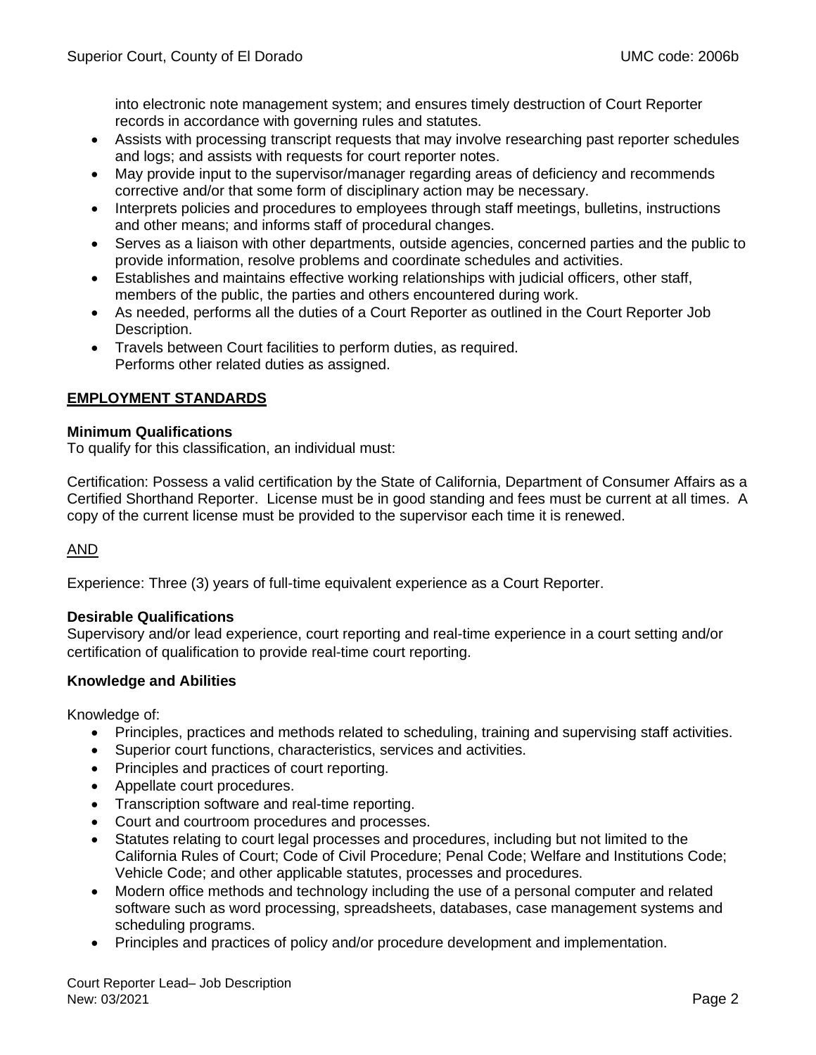into electronic note management system; and ensures timely destruction of Court Reporter records in accordance with governing rules and statutes.

- Assists with processing transcript requests that may involve researching past reporter schedules and logs; and assists with requests for court reporter notes.
- May provide input to the supervisor/manager regarding areas of deficiency and recommends corrective and/or that some form of disciplinary action may be necessary.
- Interprets policies and procedures to employees through staff meetings, bulletins, instructions and other means; and informs staff of procedural changes.
- Serves as a liaison with other departments, outside agencies, concerned parties and the public to provide information, resolve problems and coordinate schedules and activities.
- Establishes and maintains effective working relationships with judicial officers, other staff, members of the public, the parties and others encountered during work.
- As needed, performs all the duties of a Court Reporter as outlined in the Court Reporter Job Description.
- Travels between Court facilities to perform duties, as required.
  Performs other related duties as assigned.

## EMPLOYMENT STANDARDS

### Minimum Qualifications

To qualify for this classification, an individual must:

Certification: Possess a valid certification by the State of California, Department of Consumer Affairs as a Certified Shorthand Reporter. License must be in good standing and fees must be current at all times. A copy of the current license must be provided to the supervisor each time it is renewed.

AND

Experience: Three (3) years of full-time equivalent experience as a Court Reporter.

### Desirable Qualifications

Supervisory and/or lead experience, court reporting and real-time experience in a court setting and/or certification of qualification to provide real-time court reporting.

### Knowledge and Abilities

Knowledge of:

- Principles, practices and methods related to scheduling, training and supervising staff activities.
- Superior court functions, characteristics, services and activities.
- Principles and practices of court reporting.
- Appellate court procedures.
- Transcription software and real-time reporting.
- Court and courtroom procedures and processes.
- Statutes relating to court legal processes and procedures, including but not limited to the California Rules of Court; Code of Civil Procedure; Penal Code; Welfare and Institutions Code; Vehicle Code; and other applicable statutes, processes and procedures.
- Modern office methods and technology including the use of a personal computer and related software such as word processing, spreadsheets, databases, case management systems and scheduling programs.
- Principles and practices of policy and/or procedure development and implementation.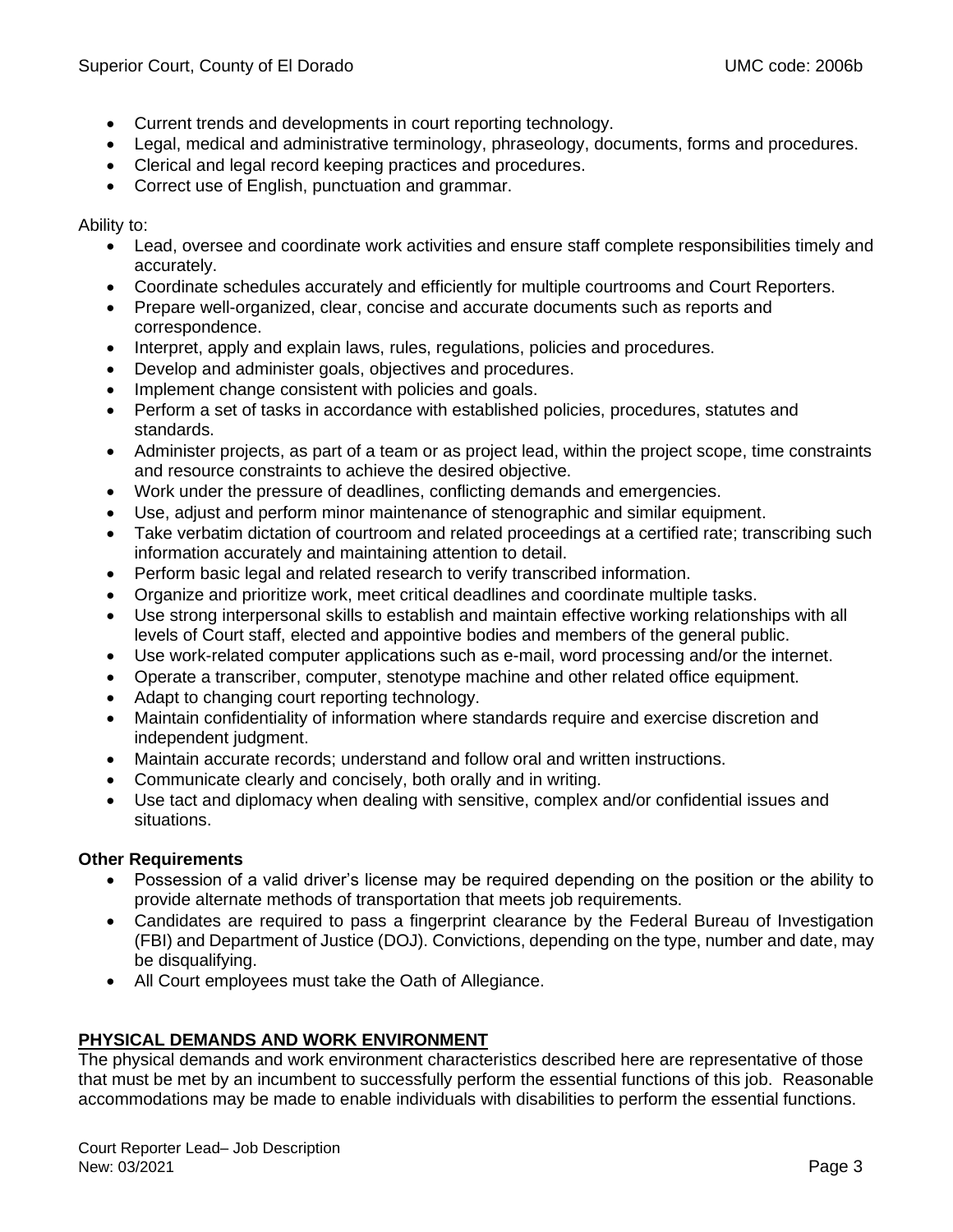- Current trends and developments in court reporting technology.
- Legal, medical and administrative terminology, phraseology, documents, forms and procedures.
- Clerical and legal record keeping practices and procedures.
- Correct use of English, punctuation and grammar.

Ability to:

- Lead, oversee and coordinate work activities and ensure staff complete responsibilities timely and accurately.
- Coordinate schedules accurately and efficiently for multiple courtrooms and Court Reporters.
- Prepare well-organized, clear, concise and accurate documents such as reports and correspondence.
- Interpret, apply and explain laws, rules, regulations, policies and procedures.
- Develop and administer goals, objectives and procedures.
- Implement change consistent with policies and goals.
- Perform a set of tasks in accordance with established policies, procedures, statutes and standards.
- Administer projects, as part of a team or as project lead, within the project scope, time constraints and resource constraints to achieve the desired objective.
- Work under the pressure of deadlines, conflicting demands and emergencies.
- Use, adjust and perform minor maintenance of stenographic and similar equipment.
- Take verbatim dictation of courtroom and related proceedings at a certified rate; transcribing such information accurately and maintaining attention to detail.
- Perform basic legal and related research to verify transcribed information.
- Organize and prioritize work, meet critical deadlines and coordinate multiple tasks.
- Use strong interpersonal skills to establish and maintain effective working relationships with all levels of Court staff, elected and appointive bodies and members of the general public.
- Use work-related computer applications such as e-mail, word processing and/or the internet.
- Operate a transcriber, computer, stenotype machine and other related office equipment.
- Adapt to changing court reporting technology.
- Maintain confidentiality of information where standards require and exercise discretion and independent judgment.
- Maintain accurate records; understand and follow oral and written instructions.
- Communicate clearly and concisely, both orally and in writing.
- Use tact and diplomacy when dealing with sensitive, complex and/or confidential issues and situations.

**Other Requirements**

- Possession of a valid driver's license may be required depending on the position or the ability to provide alternate methods of transportation that meets job requirements.
- Candidates are required to pass a fingerprint clearance by the Federal Bureau of Investigation (FBI) and Department of Justice (DOJ). Convictions, depending on the type, number and date, may be disqualifying.
- All Court employees must take the Oath of Allegiance.

## PHYSICAL DEMANDS AND WORK ENVIRONMENT

The physical demands and work environment characteristics described here are representative of those that must be met by an incumbent to successfully perform the essential functions of this job. Reasonable accommodations may be made to enable individuals with disabilities to perform the essential functions.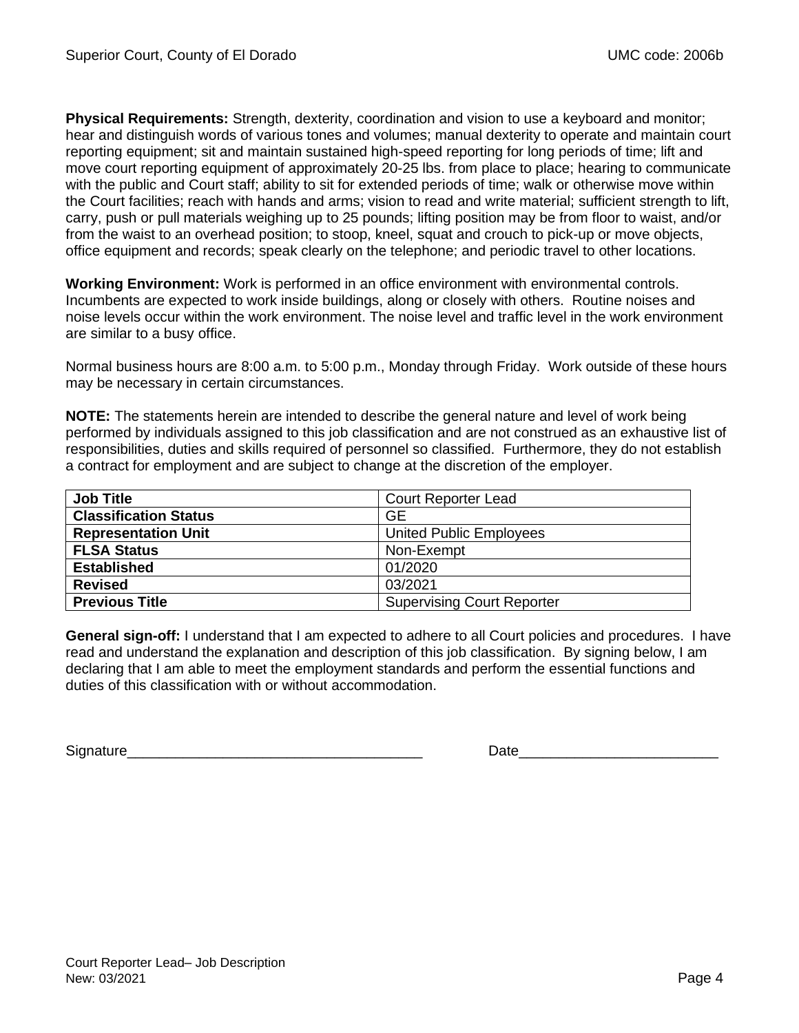**Physical Requirements:** Strength, dexterity, coordination and vision to use a keyboard and monitor; hear and distinguish words of various tones and volumes; manual dexterity to operate and maintain court reporting equipment; sit and maintain sustained high-speed reporting for long periods of time; lift and move court reporting equipment of approximately 20-25 lbs. from place to place; hearing to communicate with the public and Court staff; ability to sit for extended periods of time; walk or otherwise move within the Court facilities; reach with hands and arms; vision to read and write material; sufficient strength to lift, carry, push or pull materials weighing up to 25 pounds; lifting position may be from floor to waist, and/or from the waist to an overhead position; to stoop, kneel, squat and crouch to pick-up or move objects, office equipment and records; speak clearly on the telephone; and periodic travel to other locations.

**Working Environment:** Work is performed in an office environment with environmental controls. Incumbents are expected to work inside buildings, along or closely with others. Routine noises and noise levels occur within the work environment. The noise level and traffic level in the work environment are similar to a busy office.

Normal business hours are 8:00 a.m. to 5:00 p.m., Monday through Friday. Work outside of these hours may be necessary in certain circumstances.

**NOTE:** The statements herein are intended to describe the general nature and level of work being performed by individuals assigned to this job classification and are not construed as an exhaustive list of responsibilities, duties and skills required of personnel so classified. Furthermore, they do not establish a contract for employment and are subject to change at the discretion of the employer.

| | |
|---|---|
| **Job Title** | Court Reporter Lead |
| **Classification Status** | GE |
| **Representation Unit** | United Public Employees |
| **FLSA Status** | Non-Exempt |
| **Established** | 01/2020 |
| **Revised** | 03/2021 |
| **Previous Title** | Supervising Court Reporter |

**General sign-off:** I understand that I am expected to adhere to all Court policies and procedures. I have read and understand the explanation and description of this job classification. By signing below, I am declaring that I am able to meet the employment standards and perform the essential functions and duties of this classification with or without accommodation.

Signature_____________________________________ Date_________________________